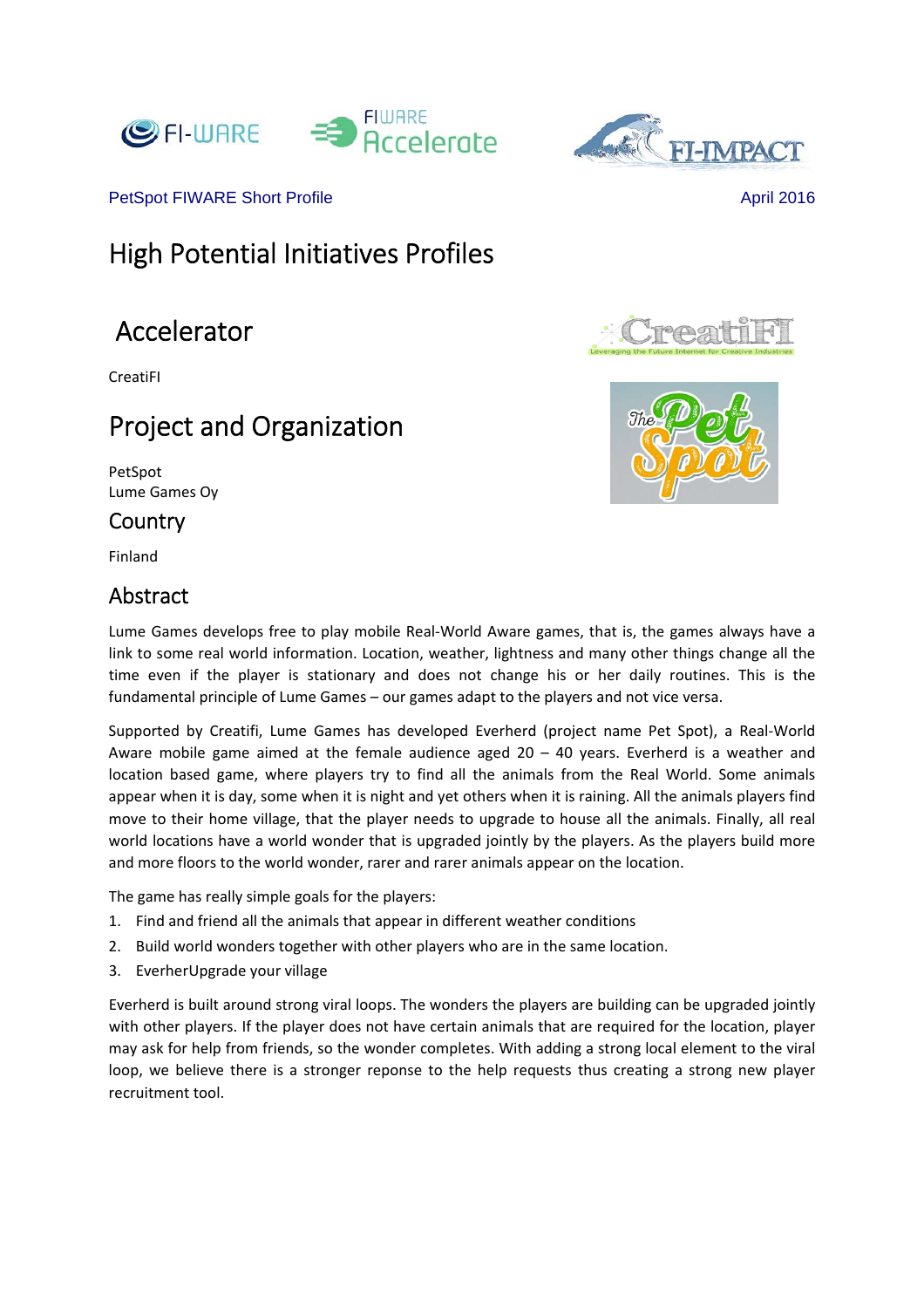PetSpot FIWARE Short Profile April 2016

# High Potential Initiatives Profiles

## Accelerator

CreatiFI

## Project and Organization

PetSpot
Lume Games Oy

### Country

Finland

### Abstract

Lume Games develops free to play mobile Real-World Aware games, that is, the games always have a link to some real world information. Location, weather, lightness and many other things change all the time even if the player is stationary and does not change his or her daily routines. This is the fundamental principle of Lume Games – our games adapt to the players and not vice versa.

Supported by Creatifi, Lume Games has developed Everherd (project name Pet Spot), a Real-World Aware mobile game aimed at the female audience aged 20 – 40 years. Everherd is a weather and location based game, where players try to find all the animals from the Real World. Some animals appear when it is day, some when it is night and yet others when it is raining. All the animals players find move to their home village, that the player needs to upgrade to house all the animals. Finally, all real world locations have a world wonder that is upgraded jointly by the players. As the players build more and more floors to the world wonder, rarer and rarer animals appear on the location.

The game has really simple goals for the players:

1. Find and friend all the animals that appear in different weather conditions
2. Build world wonders together with other players who are in the same location.
3. EverherUpgrade your village

Everherd is built around strong viral loops. The wonders the players are building can be upgraded jointly with other players. If the player does not have certain animals that are required for the location, player may ask for help from friends, so the wonder completes. With adding a strong local element to the viral loop, we believe there is a stronger reponse to the help requests thus creating a strong new player recruitment tool.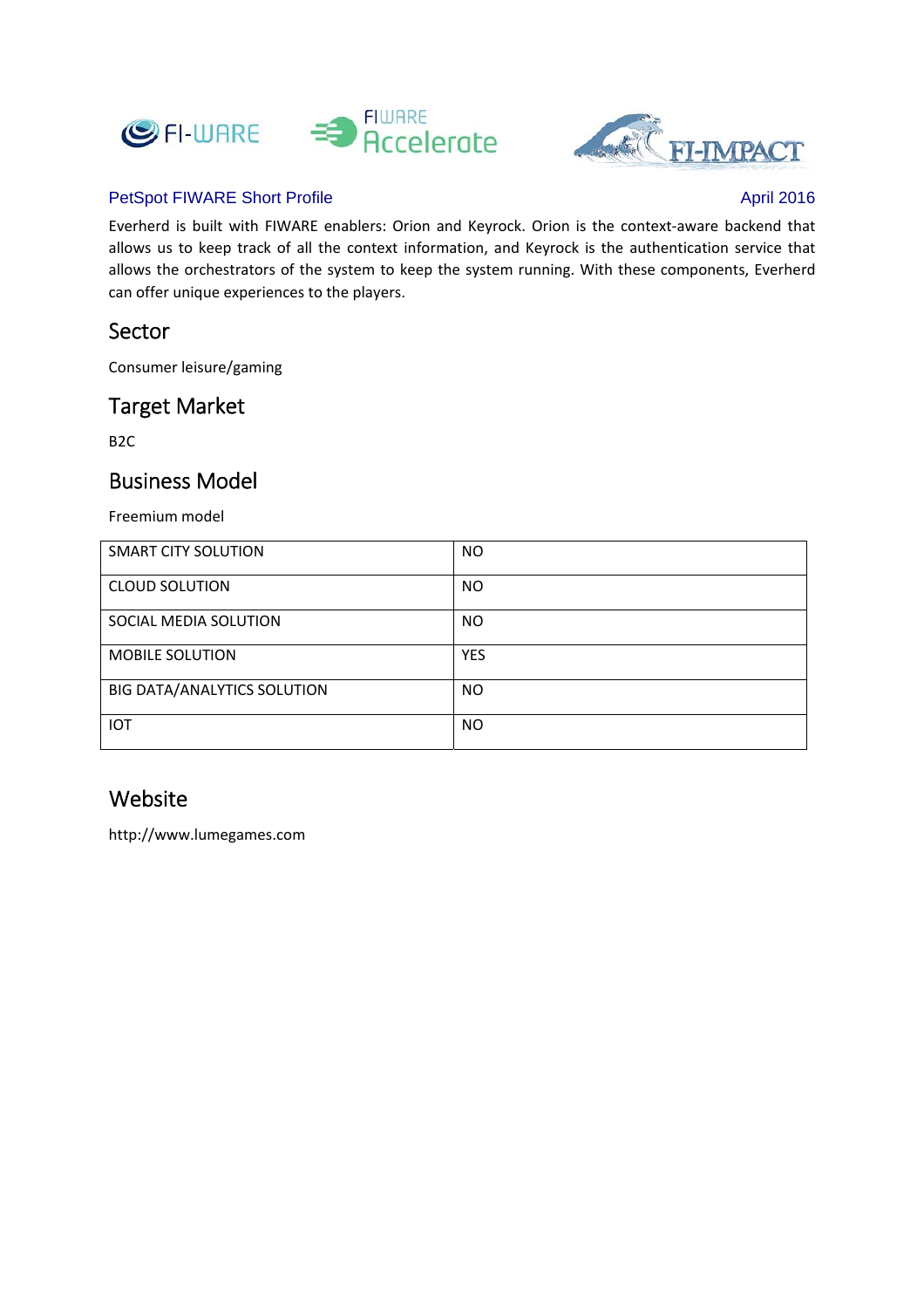Everherd is built with FIWARE enablers: Orion and Keyrock. Orion is the context-aware backend that allows us to keep track of all the context information, and Keyrock is the authentication service that allows the orchestrators of the system to keep the system running. With these components, Everherd can offer unique experiences to the players.

## Sector

Consumer leisure/gaming

## Target Market

B2C

## Business Model

Freemium model

| | |
|---|---|
| SMART CITY SOLUTION | NO |
| CLOUD SOLUTION | NO |
| SOCIAL MEDIA SOLUTION | NO |
| MOBILE SOLUTION | YES |
| BIG DATA/ANALYTICS SOLUTION | NO |
| IOT | NO |

## Website

http://www.lumegames.com